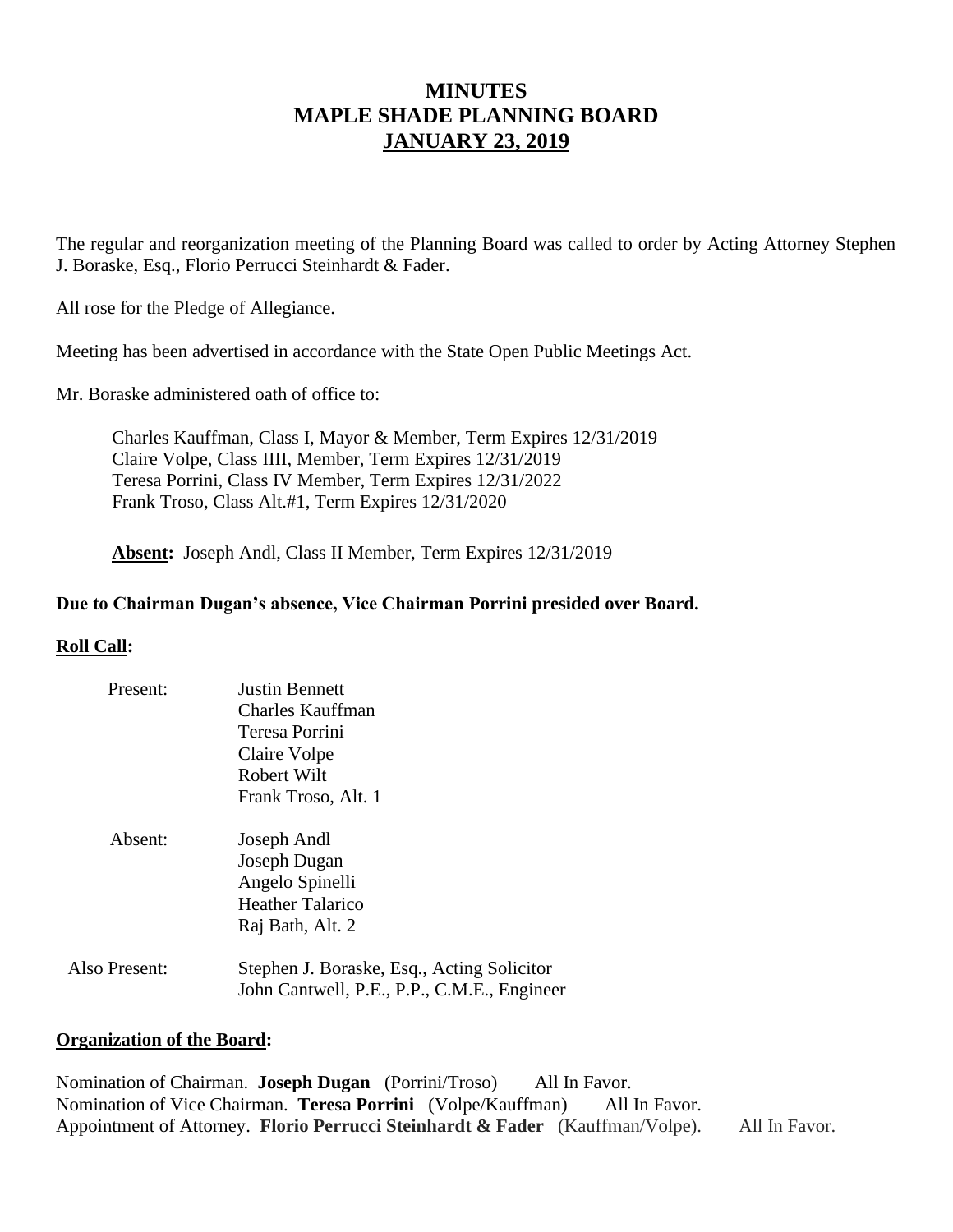# MINUTES
# MAPLE SHADE PLANNING BOARD
# JANUARY 23, 2019

The regular and reorganization meeting of the Planning Board was called to order by Acting Attorney Stephen J. Boraske, Esq., Florio Perrucci Steinhardt & Fader.

All rose for the Pledge of Allegiance.

Meeting has been advertised in accordance with the State Open Public Meetings Act.

Mr. Boraske administered oath of office to:

Charles Kauffman, Class I, Mayor & Member, Term Expires 12/31/2019
Claire Volpe, Class IIII, Member, Term Expires 12/31/2019
Teresa Porrini, Class IV Member, Term Expires 12/31/2022
Frank Troso, Class Alt.#1, Term Expires 12/31/2020

**Absent:** Joseph Andl, Class II Member, Term Expires 12/31/2019

**Due to Chairman Dugan's absence, Vice Chairman Porrini presided over Board.**

**Roll Call:**

Present:
- Justin Bennett
- Charles Kauffman
- Teresa Porrini
- Claire Volpe
- Robert Wilt
- Frank Troso, Alt. 1

Absent:
- Joseph Andl
- Joseph Dugan
- Angelo Spinelli
- Heather Talarico
- Raj Bath, Alt. 2

Also Present:
- Stephen J. Boraske, Esq., Acting Solicitor
- John Cantwell, P.E., P.P., C.M.E., Engineer

**Organization of the Board:**

Nomination of Chairman. **Joseph Dugan** (Porrini/Troso) All In Favor.
Nomination of Vice Chairman. **Teresa Porrini** (Volpe/Kauffman) All In Favor.
Appointment of Attorney. **Florio Perrucci Steinhardt & Fader** (Kauffman/Volpe). All In Favor.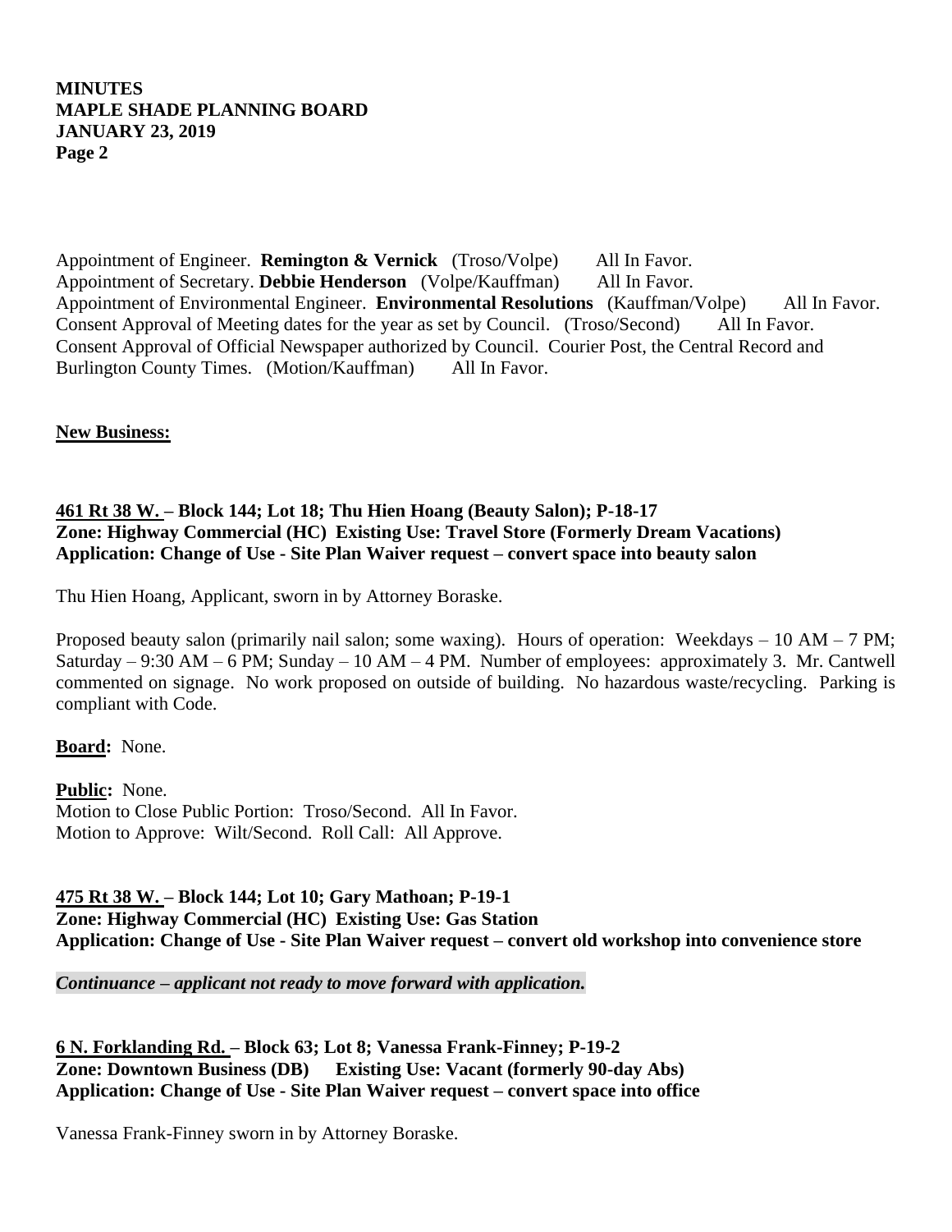Appointment of Engineer. **Remington & Vernick** (Troso/Volpe) All In Favor.
Appointment of Secretary. **Debbie Henderson** (Volpe/Kauffman) All In Favor.
Appointment of Environmental Engineer. **Environmental Resolutions** (Kauffman/Volpe) All In Favor.
Consent Approval of Meeting dates for the year as set by Council. (Troso/Second) All In Favor.
Consent Approval of Official Newspaper authorized by Council. Courier Post, the Central Record and Burlington County Times. (Motion/Kauffman) All In Favor.

**New Business:**

**461 Rt 38 W. – Block 144; Lot 18; Thu Hien Hoang (Beauty Salon); P-18-17**
**Zone: Highway Commercial (HC) Existing Use: Travel Store (Formerly Dream Vacations)**
**Application: Change of Use - Site Plan Waiver request – convert space into beauty salon**

Thu Hien Hoang, Applicant, sworn in by Attorney Boraske.

Proposed beauty salon (primarily nail salon; some waxing). Hours of operation: Weekdays – 10 AM – 7 PM; Saturday – 9:30 AM – 6 PM; Sunday – 10 AM – 4 PM. Number of employees: approximately 3. Mr. Cantwell commented on signage. No work proposed on outside of building. No hazardous waste/recycling. Parking is compliant with Code.

**Board:** None.

**Public:** None.
Motion to Close Public Portion: Troso/Second. All In Favor.
Motion to Approve: Wilt/Second. Roll Call: All Approve.

**475 Rt 38 W. – Block 144; Lot 10; Gary Mathoan; P-19-1**
**Zone: Highway Commercial (HC) Existing Use: Gas Station**
**Application: Change of Use - Site Plan Waiver request – convert old workshop into convenience store**

***Continuance – applicant not ready to move forward with application.***

**6 N. Forklanding Rd. – Block 63; Lot 8; Vanessa Frank-Finney; P-19-2**
**Zone: Downtown Business (DB) Existing Use: Vacant (formerly 90-day Abs)**
**Application: Change of Use - Site Plan Waiver request – convert space into office**

Vanessa Frank-Finney sworn in by Attorney Boraske.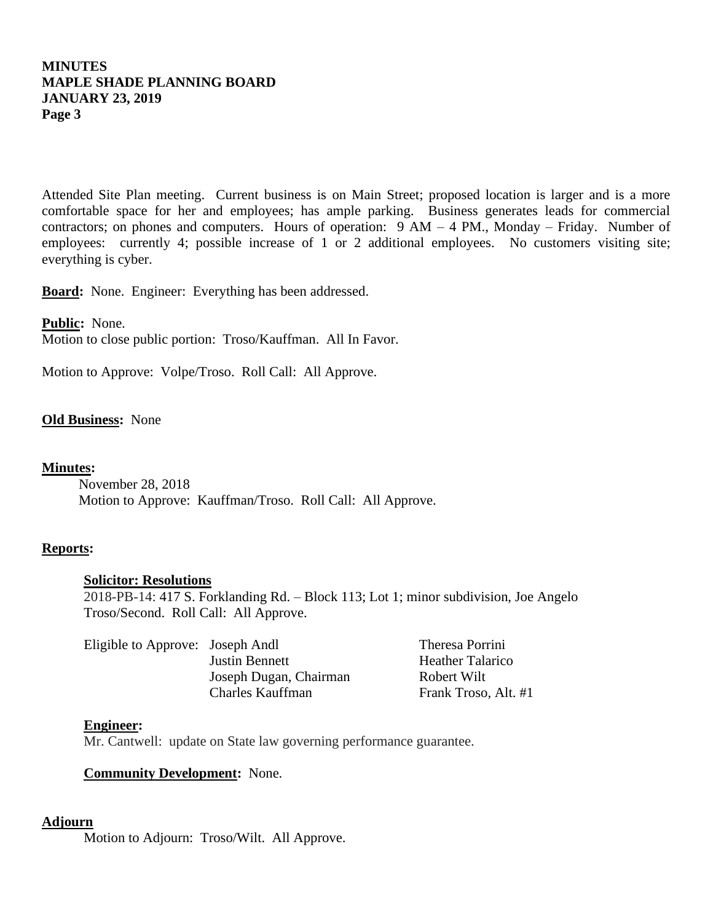Attended Site Plan meeting. Current business is on Main Street; proposed location is larger and is a more comfortable space for her and employees; has ample parking. Business generates leads for commercial contractors; on phones and computers. Hours of operation: 9 AM – 4 PM., Monday – Friday. Number of employees: currently 4; possible increase of 1 or 2 additional employees. No customers visiting site; everything is cyber.

**Board:** None. Engineer: Everything has been addressed.

**Public:** None.
Motion to close public portion: Troso/Kauffman. All In Favor.

Motion to Approve: Volpe/Troso. Roll Call: All Approve.

**Old Business:** None

**Minutes:**

November 28, 2018
Motion to Approve: Kauffman/Troso. Roll Call: All Approve.

**Reports:**

**Solicitor: Resolutions**

2018-PB-14: 417 S. Forklanding Rd. – Block 113; Lot 1; minor subdivision, Joe Angelo
Troso/Second. Roll Call: All Approve.

| | | |
|---|---|---|
| Eligible to Approve: | Joseph Andl | Theresa Porrini |
| | Justin Bennett | Heather Talarico |
| | Joseph Dugan, Chairman | Robert Wilt |
| | Charles Kauffman | Frank Troso, Alt. #1 |

**Engineer:**

Mr. Cantwell: update on State law governing performance guarantee.

**Community Development:** None.

**Adjourn**

Motion to Adjourn: Troso/Wilt. All Approve.